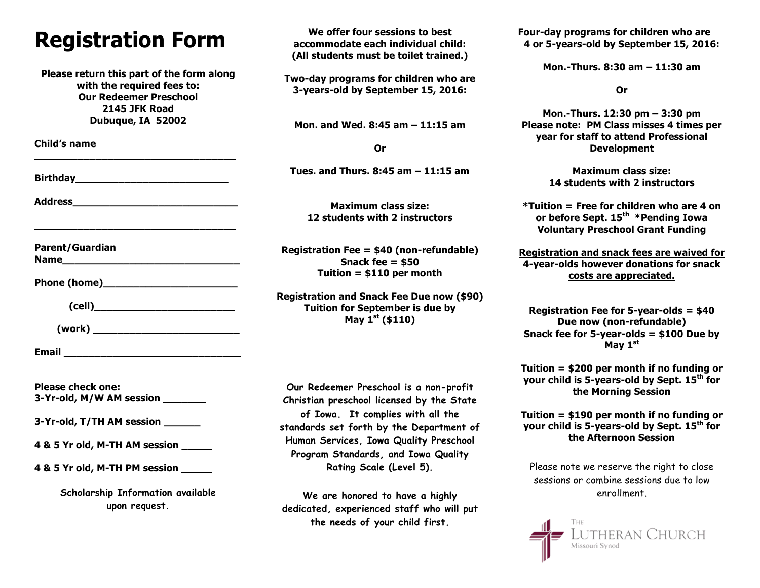# Registration Form

**Please return this part of the form along with the required fees to:**
**Our Redeemer Preschool**
**2145 JFK Road**
**Dubuque, IA 52002**

**Child's name** ___________________________________

**Birthday**__________________________

**Address**____________________________

___________________________________

**Parent/Guardian Name**______________________________

**Phone (home)**______________________

**(cell)**________________________

**(work)** ________________________

**Email** ______________________________

**Please check one:**

**3-Yr-old, M/W AM session** _______

**3-Yr-old, T/TH AM session** ______

**4 & 5 Yr old, M-TH AM session** _____

**4 & 5 Yr old, M-TH PM session** _____

Scholarship Information available upon request.

**We offer four sessions to best accommodate each individual child: (All students must be toilet trained.)**

**Two-day programs for children who are 3-years-old by September 15, 2016:**

**Mon. and Wed. 8:45 am – 11:15 am**

**Or**

**Tues. and Thurs. 8:45 am – 11:15 am**

**Maximum class size: 12 students with 2 instructors**

**Registration Fee = $40 (non-refundable)**
**Snack fee = $50**
**Tuition = $110 per month**

**Registration and Snack Fee Due now ($90)**
**Tuition for September is due by May 1st ($110)**

Our Redeemer Preschool is a non-profit Christian preschool licensed by the State of Iowa. It complies with all the standards set forth by the Department of Human Services, Iowa Quality Preschool Program Standards, and Iowa Quality Rating Scale (Level 5).

We are honored to have a highly dedicated, experienced staff who will put the needs of your child first.

**Four-day programs for children who are 4 or 5-years-old by September 15, 2016:**

**Mon.-Thurs. 8:30 am – 11:30 am**

**Or**

**Mon.-Thurs. 12:30 pm – 3:30 pm**
**Please note: PM Class misses 4 times per year for staff to attend Professional Development**

**Maximum class size: 14 students with 2 instructors**

**\*Tuition = Free for children who are 4 on or before Sept. 15th \*Pending Iowa Voluntary Preschool Grant Funding**

**Registration and snack fees are waived for 4-year-olds however donations for snack costs are appreciated.**

**Registration Fee for 5-year-olds = $40 Due now (non-refundable)**
**Snack fee for 5-year-olds = $100 Due by May 1st**

**Tuition = $200 per month if no funding or your child is 5-years-old by Sept. 15th for the Morning Session**

**Tuition = $190 per month if no funding or your child is 5-years-old by Sept. 15th for the Afternoon Session**

Please note we reserve the right to close sessions or combine sessions due to low enrollment.

The Lutheran Church Missouri Synod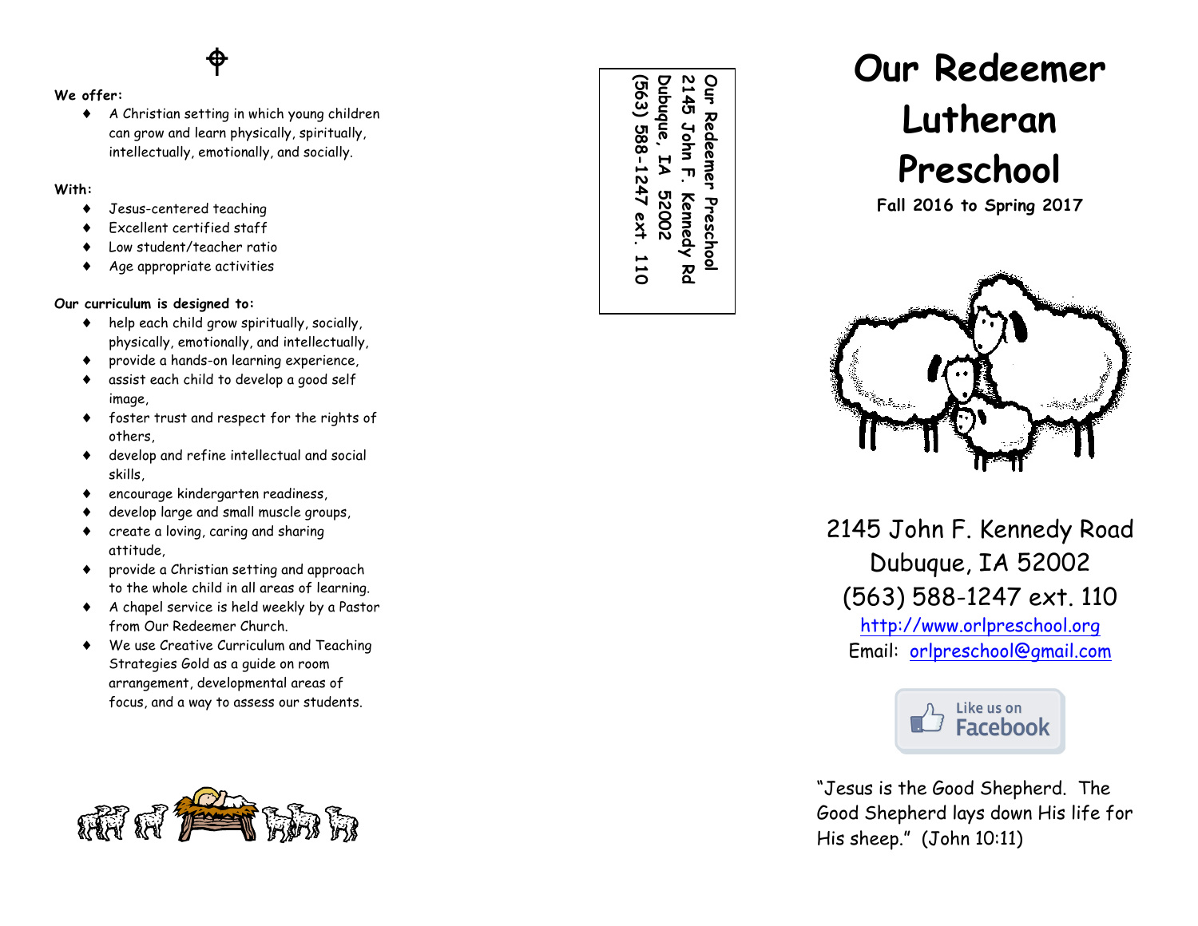**We offer:**

- A Christian setting in which young children can grow and learn physically, spiritually, intellectually, emotionally, and socially.

**With:**

- Jesus-centered teaching
- Excellent certified staff
- Low student/teacher ratio
- Age appropriate activities

**Our curriculum is designed to:**

- help each child grow spiritually, socially, physically, emotionally, and intellectually,
- provide a hands-on learning experience,
- assist each child to develop a good self image,
- foster trust and respect for the rights of others,
- develop and refine intellectual and social skills,
- encourage kindergarten readiness,
- develop large and small muscle groups,
- create a loving, caring and sharing attitude,
- provide a Christian setting and approach to the whole child in all areas of learning.
- A chapel service is held weekly by a Pastor from Our Redeemer Church.
- We use Creative Curriculum and Teaching Strategies Gold as a guide on room arrangement, developmental areas of focus, and a way to assess our students.

**Our Redeemer Preschool**
**2145 John F. Kennedy Rd**
**Dubuque, IA 52002**
**(563) 588-1247 ext. 110**

# Our Redeemer Lutheran Preschool

**Fall 2016 to Spring 2017**

2145 John F. Kennedy Road
Dubuque, IA 52002
(563) 588-1247 ext. 110
http://www.orlpreschool.org
Email: orlpreschool@gmail.com

Like us on Facebook

"Jesus is the Good Shepherd. The Good Shepherd lays down His life for His sheep." (John 10:11)